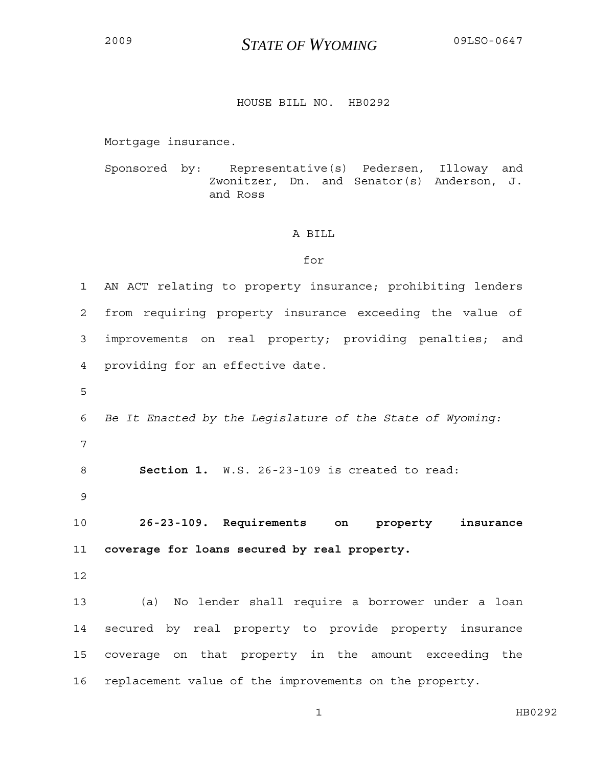2009 **STATE OF WYOMING** 09LSO-0647

# HOUSE BILL NO. HB0292

Mortgage insurance.

Sponsored by: Representative(s) Pedersen, Illoway and Zwonitzer, Dn. and Senator(s) Anderson, J. and Ross

A BILL

for

AN ACT relating to property insurance; prohibiting lenders from requiring property insurance exceeding the value of improvements on real property; providing penalties; and providing for an effective date.

*Be It Enacted by the Legislature of the State of Wyoming:*

**Section 1.** W.S. 26-23-109 is created to read:

**26-23-109. Requirements on property insurance coverage for loans secured by real property.**

(a) No lender shall require a borrower under a loan secured by real property to provide property insurance coverage on that property in the amount exceeding the replacement value of the improvements on the property.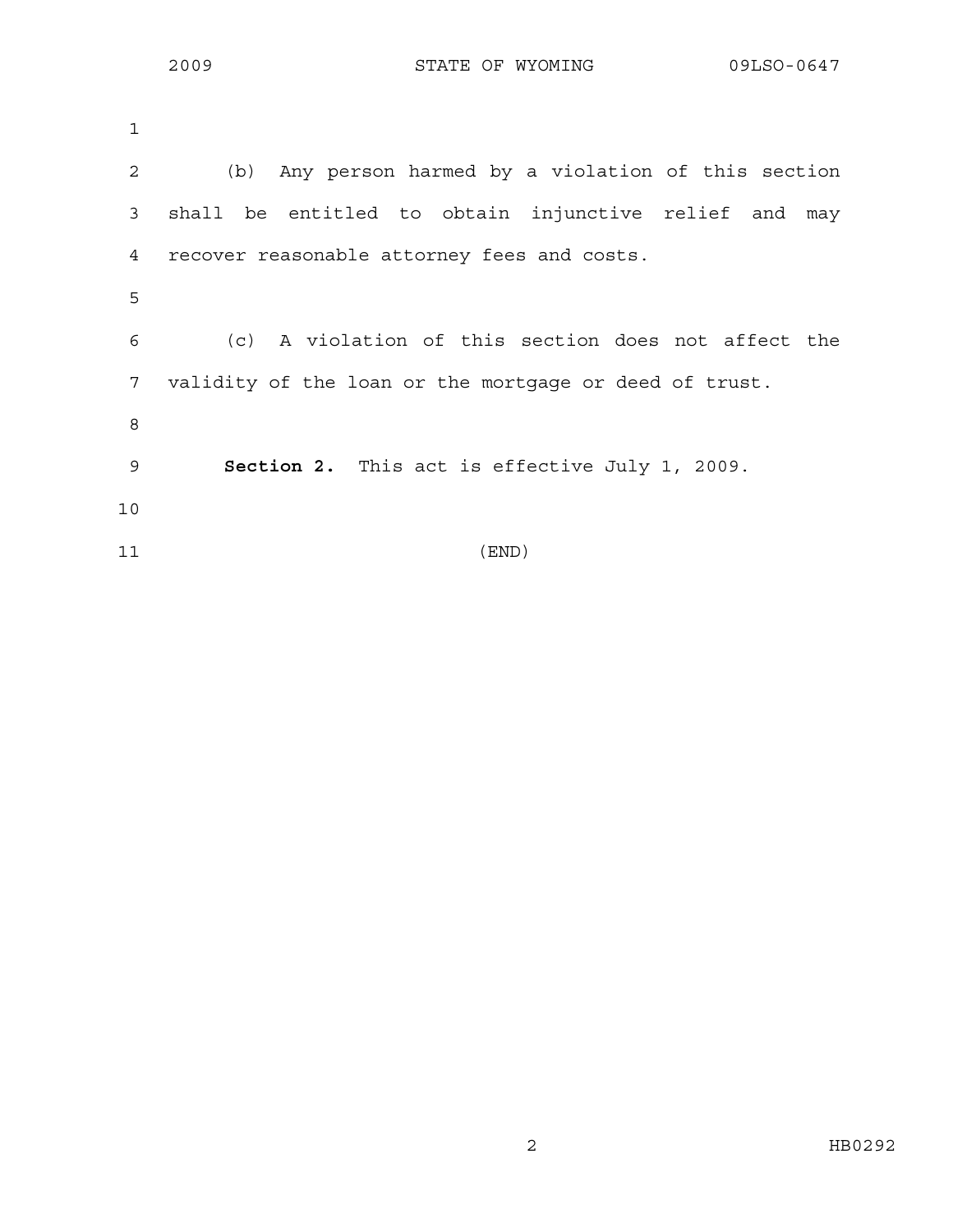(b) Any person harmed by a violation of this section shall be entitled to obtain injunctive relief and may recover reasonable attorney fees and costs.

(c) A violation of this section does not affect the validity of the loan or the mortgage or deed of trust.

**Section 2.** This act is effective July 1, 2009.

(END)